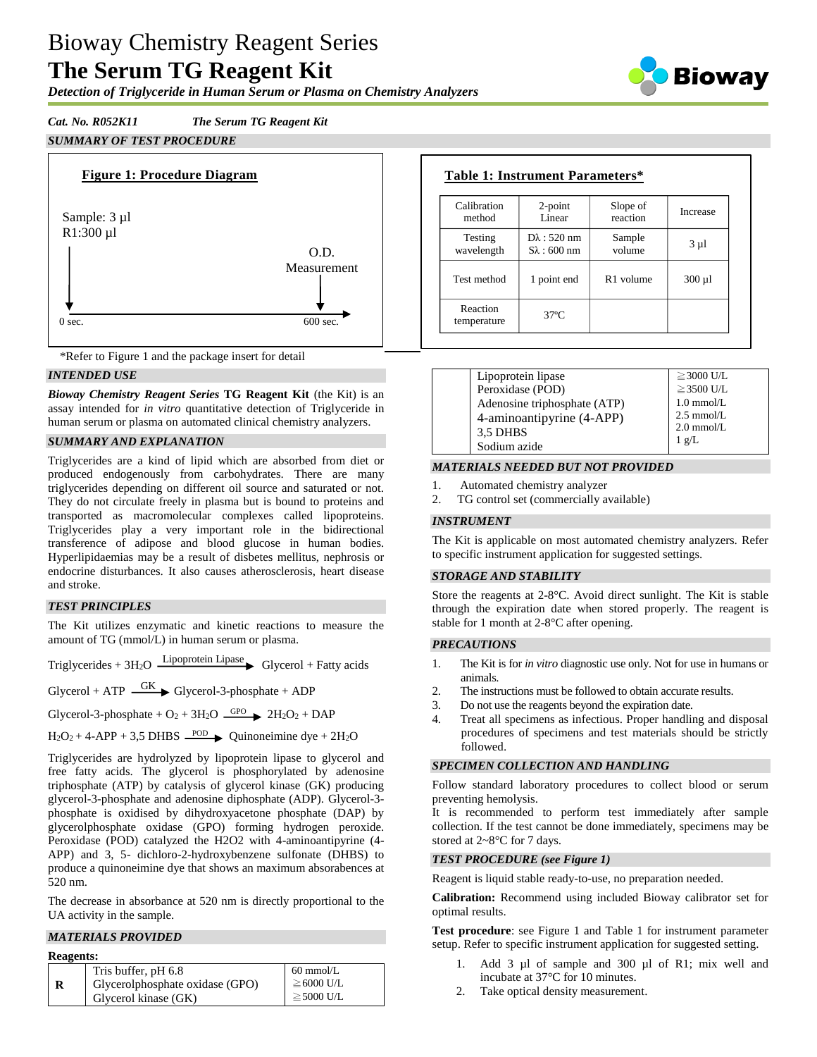# Bioway Chemistry Reagent Series

# The Serum TG Reagent Kit

***Detection of Triglyceride in Human Serum or Plasma on Chemistry Analyzers***

*Cat. No. R052K11* *The Serum TG Reagent Kit*

## *SUMMARY OF TEST PROCEDURE*

**Figure 1: Procedure Diagram**

Sample: 3 µl

R1:300 µl

O.D. Measurement

0 sec.

600 sec.

*Refer to Figure 1 and the package insert for detail

**Table 1: Instrument Parameters***

| | | | |
|---|---|---|---|
| Calibration method | 2-point Linear | Slope of reaction | Increase |
| Testing wavelength | Dλ : 520 nm<br>Sλ : 600 nm | Sample volume | 3 µl |
| Test method | 1 point end | R1 volume | 300 µl |
| Reaction temperature | 37°C | | |

## *INTENDED USE*

***Bioway Chemistry Reagent Series* TG Reagent Kit** (the Kit) is an assay intended for *in vitro* quantitative detection of Triglyceride in human serum or plasma on automated clinical chemistry analyzers.

## *SUMMARY AND EXPLANATION*

Triglycerides are a kind of lipid which are absorbed from diet or produced endogenously from carbohydrates. There are many triglycerides depending on different oil source and saturated or not. They do not circulate freely in plasma but is bound to proteins and transported as macromolecular complexes called lipoproteins. Triglycerides play a very important role in the bidirectional transference of adipose and blood glucose in human bodies. Hyperlipidaemias may be a result of disbetes mellitus, nephrosis or endocrine disturbances. It also causes atherosclerosis, heart disease and stroke.

## *TEST PRINCIPLES*

The Kit utilizes enzymatic and kinetic reactions to measure the amount of TG (mmol/L) in human serum or plasma.

$$\text{Triglycerides} + 3H_2O \xrightarrow{\text{Lipoprotein Lipase}} \text{Glycerol} + \text{Fatty acids}$$

$$\text{Glycerol} + \text{ATP} \xrightarrow{\text{GK}} \text{Glycerol-3-phosphate} + \text{ADP}$$

$$\text{Glycerol-3-phosphate} + O_2 + 3H_2O \xrightarrow{\text{GPO}} 2H_2O_2 + \text{DAP}$$

$$H_2O_2 + \text{4-APP} + \text{3,5 DHBS} \xrightarrow{\text{POD}} \text{Quinoneimine dye} + 2H_2O$$

Triglycerides are hydrolyzed by lipoprotein lipase to glycerol and free fatty acids. The glycerol is phosphorylated by adenosine triphosphate (ATP) by catalysis of glycerol kinase (GK) producing glycerol-3-phosphate and adenosine diphosphate (ADP). Glycerol-3-phosphate is oxidised by dihydroxyacetone phosphate (DAP) by glycerolphosphate oxidase (GPO) forming hydrogen peroxide. Peroxidase (POD) catalyzed the H2O2 with 4-aminoantipyrine (4-APP) and 3, 5- dichloro-2-hydroxybenzene sulfonate (DHBS) to produce a quinoneimine dye that shows an maximum absorbances at 520 nm.

The decrease in absorbance at 520 nm is directly proportional to the UA activity in the sample.

## *MATERIALS PROVIDED*

**Reagents:**

| | | |
|---|---|---|
| **R** | Tris buffer, pH 6.8<br>Glycerolphosphate oxidase (GPO)<br>Glycerol kinase (GK)<br>Lipoprotein lipase<br>Peroxidase (POD)<br>Adenosine triphosphate (ATP)<br>4-aminoantipyrine (4-APP)<br>3,5 DHBS<br>Sodium azide | 60 mmol/L<br>≧6000 U/L<br>≧5000 U/L<br>≧3000 U/L<br>≧3500 U/L<br>1.0 mmol/L<br>2.5 mmol/L<br>2.0 mmol/L<br>1 g/L |

## *MATERIALS NEEDED BUT NOT PROVIDED*

1. Automated chemistry analyzer
2. TG control set (commercially available)

## *INSTRUMENT*

The Kit is applicable on most automated chemistry analyzers. Refer to specific instrument application for suggested settings.

## *STORAGE AND STABILITY*

Store the reagents at 2-8°C. Avoid direct sunlight. The Kit is stable through the expiration date when stored properly. The reagent is stable for 1 month at 2-8°C after opening.

## *PRECAUTIONS*

1. The Kit is for *in vitro* diagnostic use only. Not for use in humans or animals.
2. The instructions must be followed to obtain accurate results.
3. Do not use the reagents beyond the expiration date.
4. Treat all specimens as infectious. Proper handling and disposal procedures of specimens and test materials should be strictly followed.

## *SPECIMEN COLLECTION AND HANDLING*

Follow standard laboratory procedures to collect blood or serum preventing hemolysis.

It is recommended to perform test immediately after sample collection. If the test cannot be done immediately, specimens may be stored at 2~8°C for 7 days.

## *TEST PROCEDURE (see Figure 1)*

Reagent is liquid stable ready-to-use, no preparation needed.

**Calibration:** Recommend using included Bioway calibrator set for optimal results.

**Test procedure**: see Figure 1 and Table 1 for instrument parameter setup. Refer to specific instrument application for suggested setting.

1. Add 3 µl of sample and 300 µl of R1; mix well and incubate at 37°C for 10 minutes.
2. Take optical density measurement.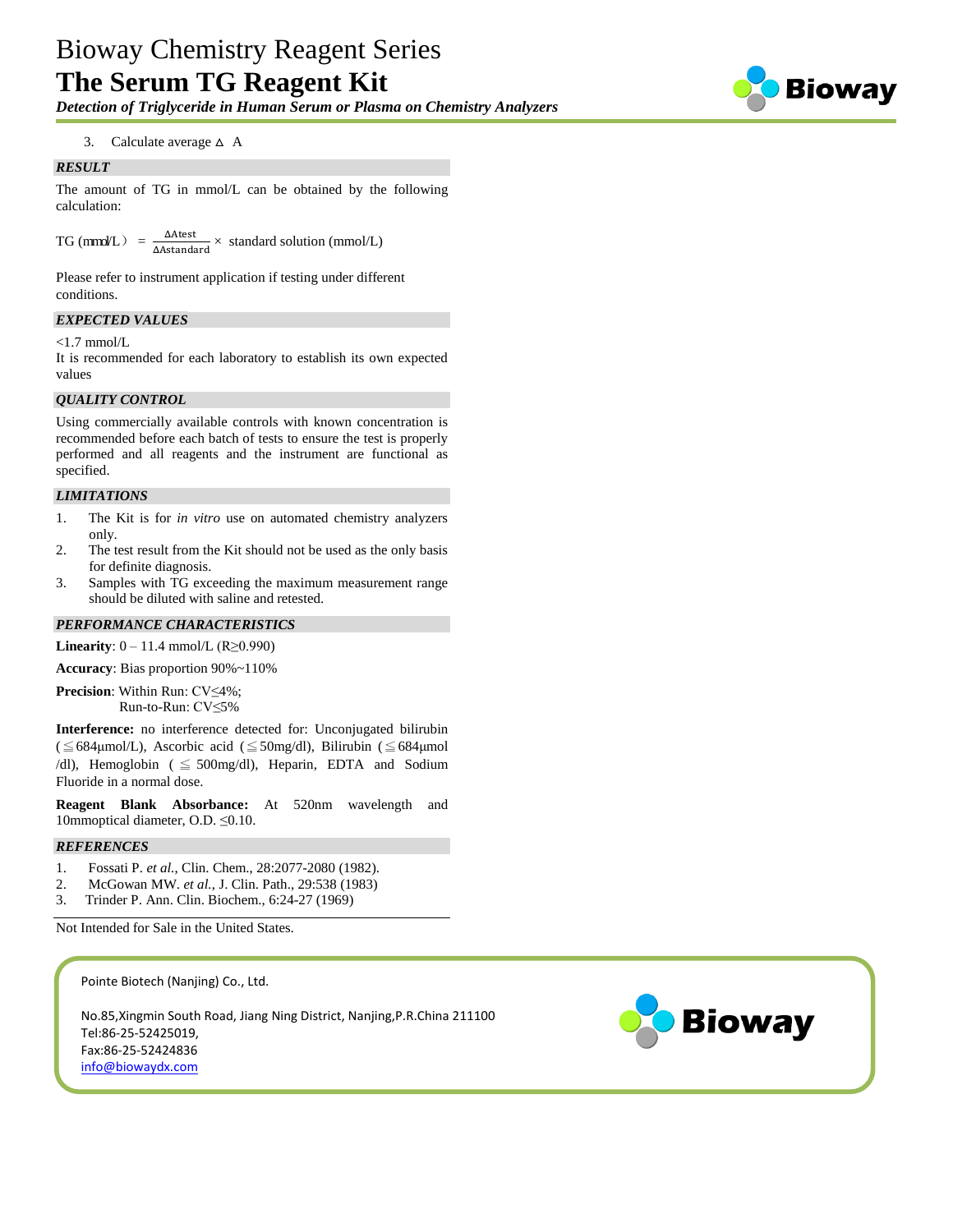3. Calculate average ∆ A

### *RESULT*

The amount of TG in mmol/L can be obtained by the following calculation:

$$TG\ (mmol/L) = \frac{\Delta Atest}{\Delta Astandard} \times \text{standard solution (mmol/L)}$$

Please refer to instrument application if testing under different conditions.

### *EXPECTED VALUES*

<1.7 mmol/L

It is recommended for each laboratory to establish its own expected values

### *QUALITY CONTROL*

Using commercially available controls with known concentration is recommended before each batch of tests to ensure the test is properly performed and all reagents and the instrument are functional as specified.

### *LIMITATIONS*

1. The Kit is for *in vitro* use on automated chemistry analyzers only.
2. The test result from the Kit should not be used as the only basis for definite diagnosis.
3. Samples with TG exceeding the maximum measurement range should be diluted with saline and retested.

### *PERFORMANCE CHARACTERISTICS*

**Linearity**: 0 – 11.4 mmol/L (R≥0.990)

**Accuracy**: Bias proportion 90%~110%

**Precision**: Within Run: CV≤4%;
Run-to-Run: CV≤5%

**Interference:** no interference detected for: Unconjugated bilirubin (≦684μmol/L), Ascorbic acid (≦50mg/dl), Bilirubin (≦684μmol/dl), Hemoglobin (≦ 500mg/dl), Heparin, EDTA and Sodium Fluoride in a normal dose.

**Reagent Blank Absorbance:** At 520nm wavelength and 10mmoptical diameter, O.D. ≤0.10.

### *REFERENCES*

1. Fossati P. *et al.*, Clin. Chem., 28:2077-2080 (1982).
2. McGowan MW. *et al.*, J. Clin. Path., 29:538 (1983)
3. Trinder P. Ann. Clin. Biochem., 6:24-27 (1969)

Not Intended for Sale in the United States.

Pointe Biotech (Nanjing) Co., Ltd.

No.85,Xingmin South Road, Jiang Ning District, Nanjing,P.R.China 211100
Tel:86-25-52425019,
Fax:86-25-52424836
info@biowaydx.com